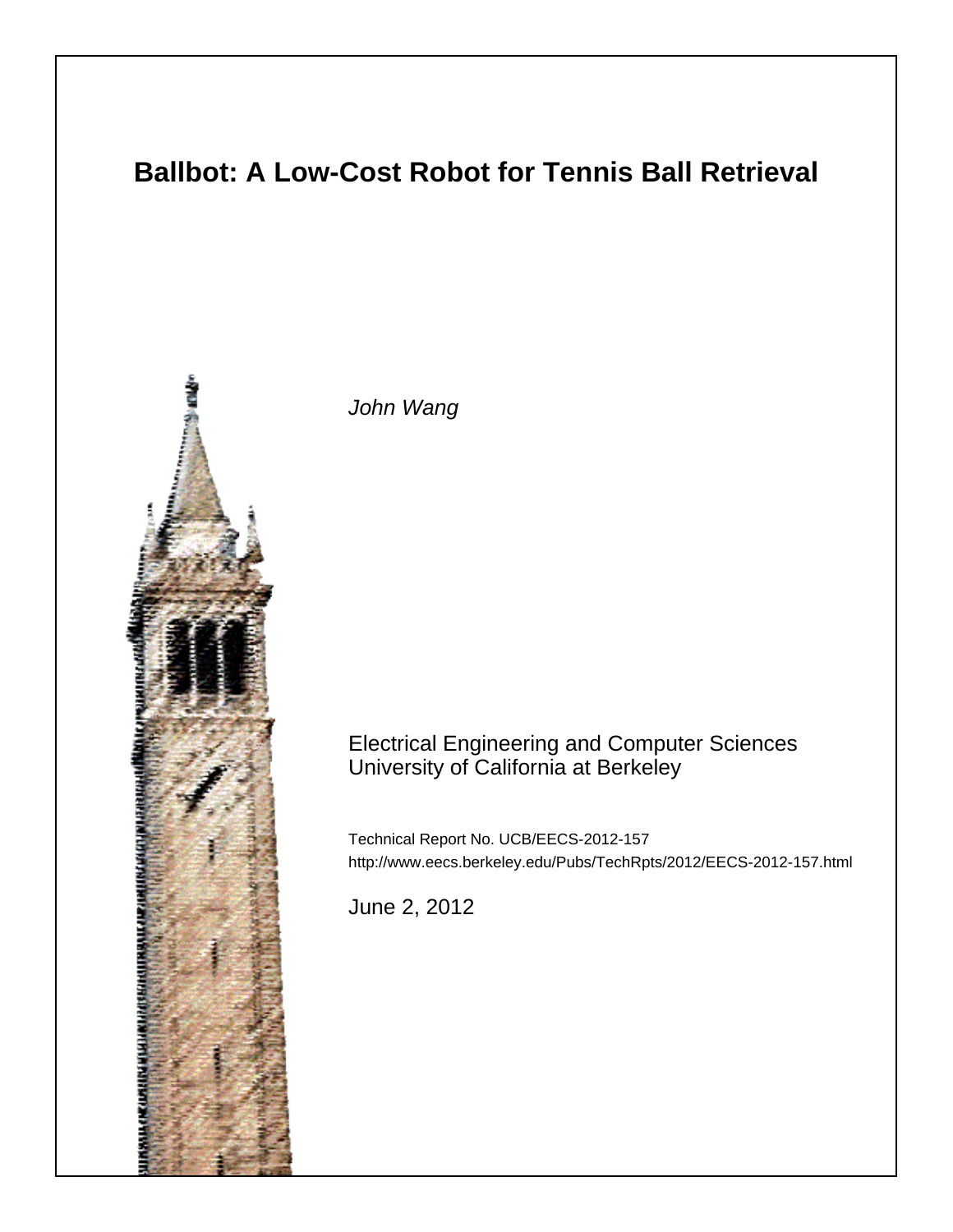# Ballbot: A Low-Cost Robot for Tennis Ball Retrieval

*John Wang*

Electrical Engineering and Computer Sciences
University of California at Berkeley

Technical Report No. UCB/EECS-2012-157
http://www.eecs.berkeley.edu/Pubs/TechRpts/2012/EECS-2012-157.html

June 2, 2012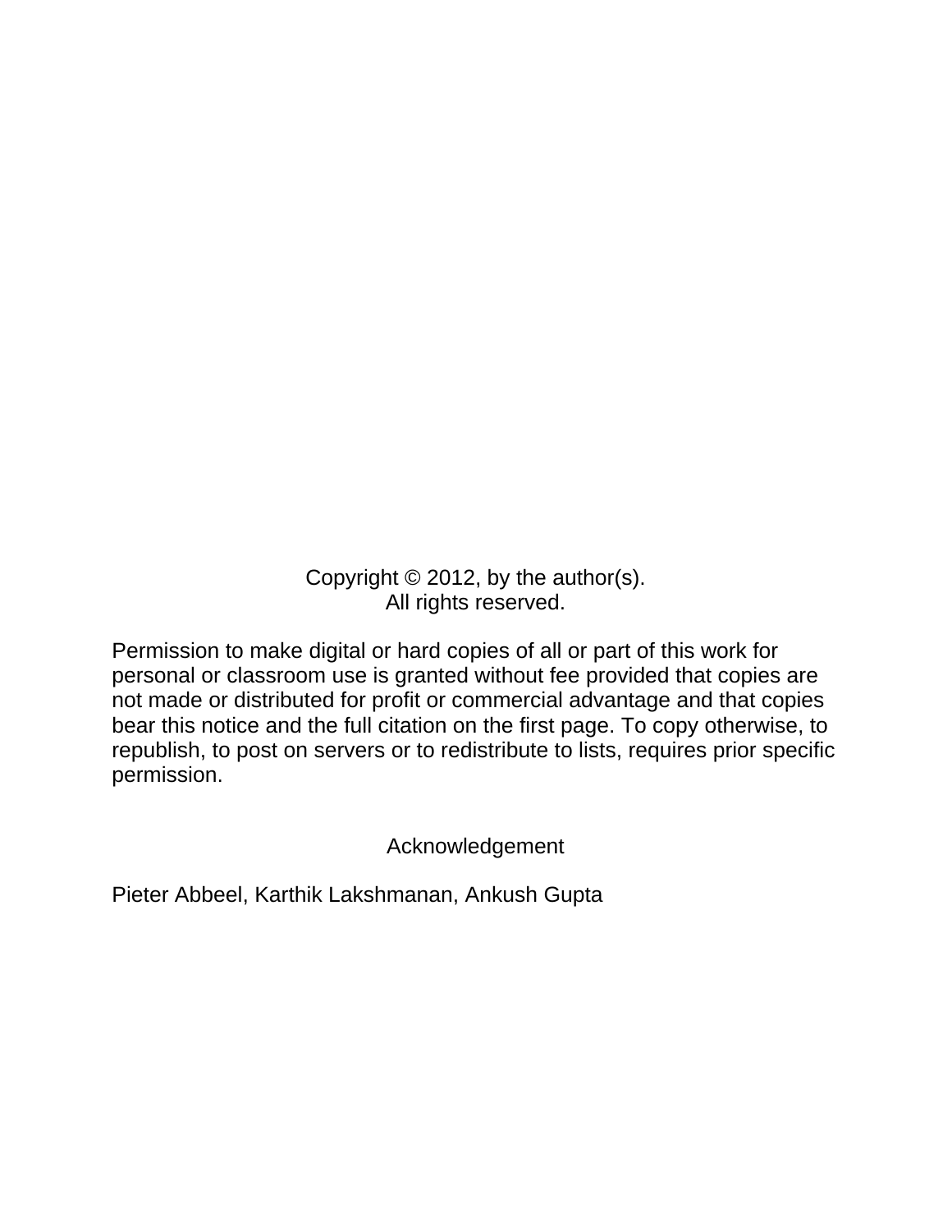Copyright © 2012, by the author(s).
All rights reserved.

Permission to make digital or hard copies of all or part of this work for personal or classroom use is granted without fee provided that copies are not made or distributed for profit or commercial advantage and that copies bear this notice and the full citation on the first page. To copy otherwise, to republish, to post on servers or to redistribute to lists, requires prior specific permission.

## Acknowledgement

Pieter Abbeel, Karthik Lakshmanan, Ankush Gupta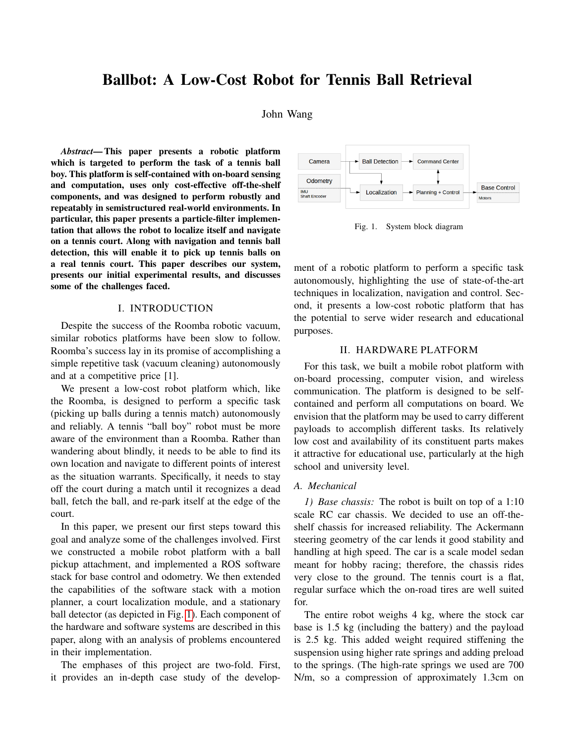# Ballbot: A Low-Cost Robot for Tennis Ball Retrieval

John Wang

***Abstract*— This paper presents a robotic platform which is targeted to perform the task of a tennis ball boy. This platform is self-contained with on-board sensing and computation, uses only cost-effective off-the-shelf components, and was designed to perform robustly and repeatably in semistructured real-world environments. In particular, this paper presents a particle-filter implementation that allows the robot to localize itself and navigate on a tennis court. Along with navigation and tennis ball detection, this will enable it to pick up tennis balls on a real tennis court. This paper describes our system, presents our initial experimental results, and discusses some of the challenges faced.**

## I. INTRODUCTION

Despite the success of the Roomba robotic vacuum, similar robotics platforms have been slow to follow. Roomba's success lay in its promise of accomplishing a simple repetitive task (vacuum cleaning) autonomously and at a competitive price [1].

We present a low-cost robot platform which, like the Roomba, is designed to perform a specific task (picking up balls during a tennis match) autonomously and reliably. A tennis "ball boy" robot must be more aware of the environment than a Roomba. Rather than wandering about blindly, it needs to be able to find its own location and navigate to different points of interest as the situation warrants. Specifically, it needs to stay off the court during a match until it recognizes a dead ball, fetch the ball, and re-park itself at the edge of the court.

In this paper, we present our first steps toward this goal and analyze some of the challenges involved. First we constructed a mobile robot platform with a ball pickup attachment, and implemented a ROS software stack for base control and odometry. We then extended the capabilities of the software stack with a motion planner, a court localization module, and a stationary ball detector (as depicted in Fig. 1). Each component of the hardware and software systems are described in this paper, along with an analysis of problems encountered in their implementation.

The emphases of this project are two-fold. First, it provides an in-depth case study of the development of a robotic platform to perform a specific task autonomously, highlighting the use of state-of-the-art techniques in localization, navigation and control. Second, it presents a low-cost robotic platform that has the potential to serve wider research and educational purposes.

Fig. 1. System block diagram

## II. HARDWARE PLATFORM

For this task, we built a mobile robot platform with on-board processing, computer vision, and wireless communication. The platform is designed to be self-contained and perform all computations on board. We envision that the platform may be used to carry different payloads to accomplish different tasks. Its relatively low cost and availability of its constituent parts makes it attractive for educational use, particularly at the high school and university level.

### A. Mechanical

*1) Base chassis:* The robot is built on top of a 1:10 scale RC car chassis. We decided to use an off-the-shelf chassis for increased reliability. The Ackermann steering geometry of the car lends it good stability and handling at high speed. The car is a scale model sedan meant for hobby racing; therefore, the chassis rides very close to the ground. The tennis court is a flat, regular surface which the on-road tires are well suited for.

The entire robot weighs 4 kg, where the stock car base is 1.5 kg (including the battery) and the payload is 2.5 kg. This added weight required stiffening the suspension using higher rate springs and adding preload to the springs. (The high-rate springs we used are 700 N/m, so a compression of approximately 1.3cm on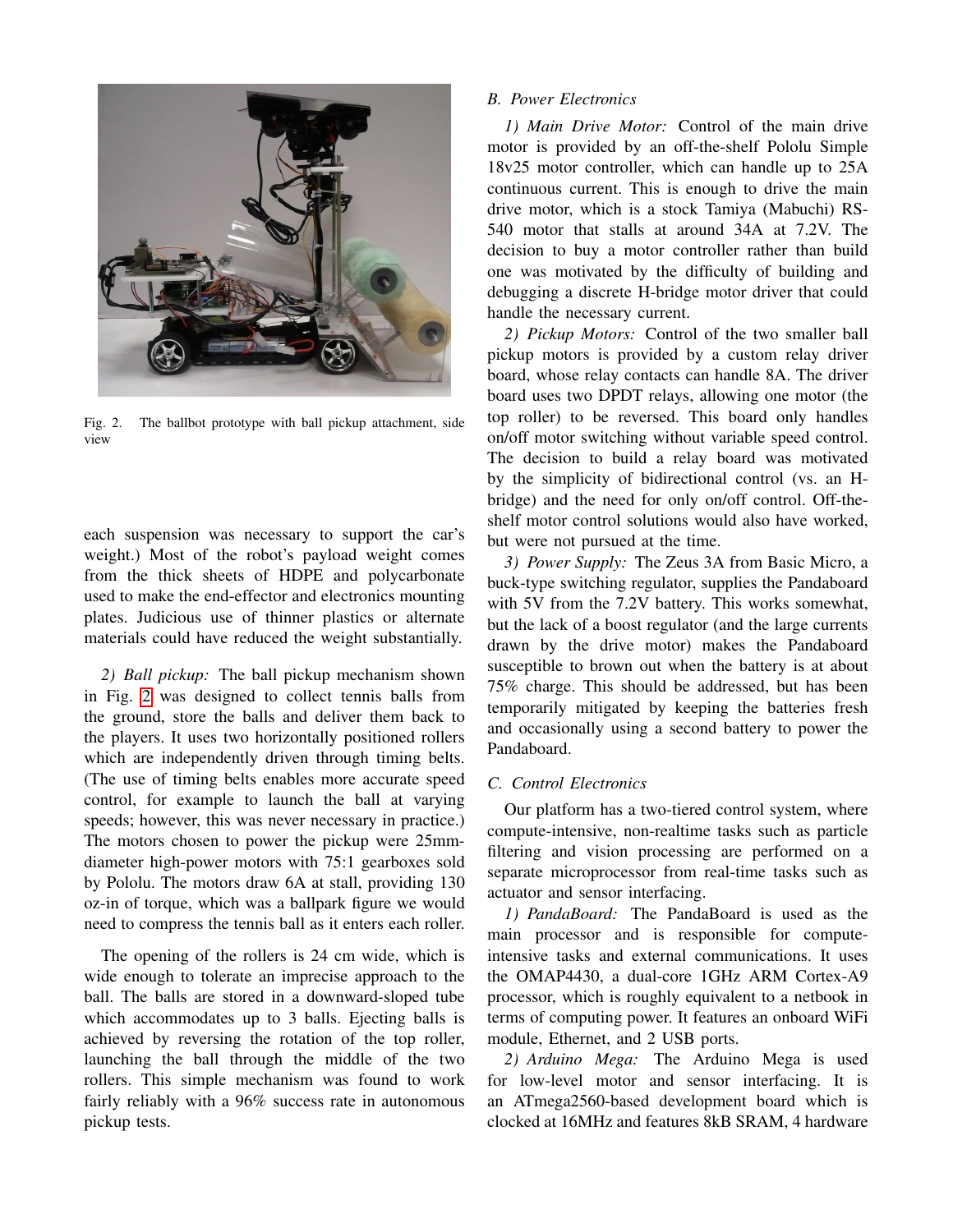Fig. 2. The ballbot prototype with ball pickup attachment, side view

each suspension was necessary to support the car's weight.) Most of the robot's payload weight comes from the thick sheets of HDPE and polycarbonate used to make the end-effector and electronics mounting plates. Judicious use of thinner plastics or alternate materials could have reduced the weight substantially.

*2) Ball pickup:* The ball pickup mechanism shown in Fig. 2 was designed to collect tennis balls from the ground, store the balls and deliver them back to the players. It uses two horizontally positioned rollers which are independently driven through timing belts. (The use of timing belts enables more accurate speed control, for example to launch the ball at varying speeds; however, this was never necessary in practice.) The motors chosen to power the pickup were 25mm-diameter high-power motors with 75:1 gearboxes sold by Pololu. The motors draw 6A at stall, providing 130 oz-in of torque, which was a ballpark figure we would need to compress the tennis ball as it enters each roller.

The opening of the rollers is 24 cm wide, which is wide enough to tolerate an imprecise approach to the ball. The balls are stored in a downward-sloped tube which accommodates up to 3 balls. Ejecting balls is achieved by reversing the rotation of the top roller, launching the ball through the middle of the two rollers. This simple mechanism was found to work fairly reliably with a 96% success rate in autonomous pickup tests.

### *B. Power Electronics*

*1) Main Drive Motor:* Control of the main drive motor is provided by an off-the-shelf Pololu Simple 18v25 motor controller, which can handle up to 25A continuous current. This is enough to drive the main drive motor, which is a stock Tamiya (Mabuchi) RS-540 motor that stalls at around 34A at 7.2V. The decision to buy a motor controller rather than build one was motivated by the difficulty of building and debugging a discrete H-bridge motor driver that could handle the necessary current.

*2) Pickup Motors:* Control of the two smaller ball pickup motors is provided by a custom relay driver board, whose relay contacts can handle 8A. The driver board uses two DPDT relays, allowing one motor (the top roller) to be reversed. This board only handles on/off motor switching without variable speed control. The decision to build a relay board was motivated by the simplicity of bidirectional control (vs. an H-bridge) and the need for only on/off control. Off-the-shelf motor control solutions would also have worked, but were not pursued at the time.

*3) Power Supply:* The Zeus 3A from Basic Micro, a buck-type switching regulator, supplies the Pandaboard with 5V from the 7.2V battery. This works somewhat, but the lack of a boost regulator (and the large currents drawn by the drive motor) makes the Pandaboard susceptible to brown out when the battery is at about 75% charge. This should be addressed, but has been temporarily mitigated by keeping the batteries fresh and occasionally using a second battery to power the Pandaboard.

### *C. Control Electronics*

Our platform has a two-tiered control system, where compute-intensive, non-realtime tasks such as particle filtering and vision processing are performed on a separate microprocessor from real-time tasks such as actuator and sensor interfacing.

*1) PandaBoard:* The PandaBoard is used as the main processor and is responsible for compute-intensive tasks and external communications. It uses the OMAP4430, a dual-core 1GHz ARM Cortex-A9 processor, which is roughly equivalent to a netbook in terms of computing power. It features an onboard WiFi module, Ethernet, and 2 USB ports.

*2) Arduino Mega:* The Arduino Mega is used for low-level motor and sensor interfacing. It is an ATmega2560-based development board which is clocked at 16MHz and features 8kB SRAM, 4 hardware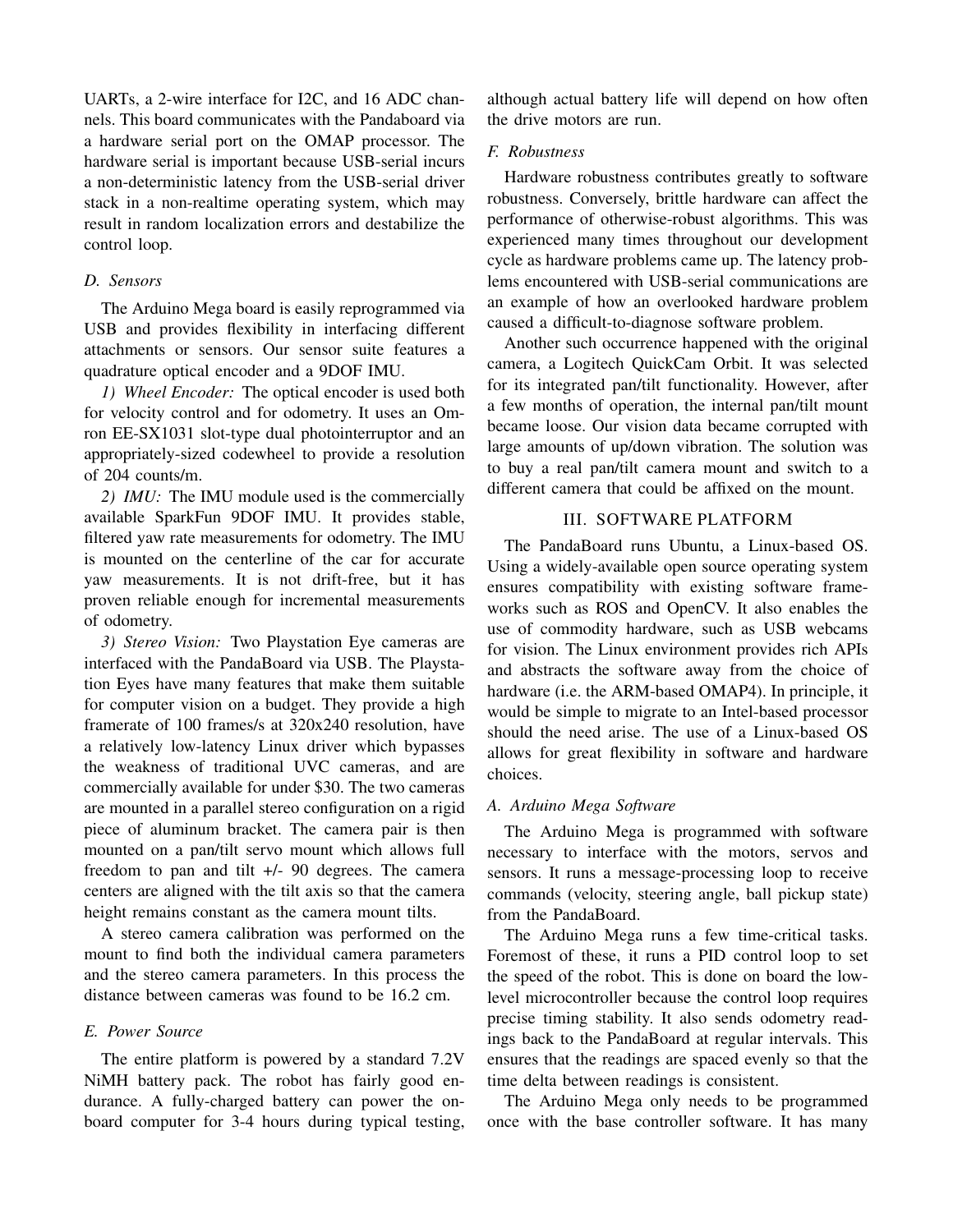UARTs, a 2-wire interface for I2C, and 16 ADC channels. This board communicates with the Pandaboard via a hardware serial port on the OMAP processor. The hardware serial is important because USB-serial incurs a non-deterministic latency from the USB-serial driver stack in a non-realtime operating system, which may result in random localization errors and destabilize the control loop.

### D. Sensors

The Arduino Mega board is easily reprogrammed via USB and provides flexibility in interfacing different attachments or sensors. Our sensor suite features a quadrature optical encoder and a 9DOF IMU.

*1) Wheel Encoder:* The optical encoder is used both for velocity control and for odometry. It uses an Omron EE-SX1031 slot-type dual photointerruptor and an appropriately-sized codewheel to provide a resolution of 204 counts/m.

*2) IMU:* The IMU module used is the commercially available SparkFun 9DOF IMU. It provides stable, filtered yaw rate measurements for odometry. The IMU is mounted on the centerline of the car for accurate yaw measurements. It is not drift-free, but it has proven reliable enough for incremental measurements of odometry.

*3) Stereo Vision:* Two Playstation Eye cameras are interfaced with the PandaBoard via USB. The Playstation Eyes have many features that make them suitable for computer vision on a budget. They provide a high framerate of 100 frames/s at 320x240 resolution, have a relatively low-latency Linux driver which bypasses the weakness of traditional UVC cameras, and are commercially available for under $30. The two cameras are mounted in a parallel stereo configuration on a rigid piece of aluminum bracket. The camera pair is then mounted on a pan/tilt servo mount which allows full freedom to pan and tilt +/- 90 degrees. The camera centers are aligned with the tilt axis so that the camera height remains constant as the camera mount tilts.

A stereo camera calibration was performed on the mount to find both the individual camera parameters and the stereo camera parameters. In this process the distance between cameras was found to be 16.2 cm.

### E. Power Source

The entire platform is powered by a standard 7.2V NiMH battery pack. The robot has fairly good endurance. A fully-charged battery can power the onboard computer for 3-4 hours during typical testing, although actual battery life will depend on how often the drive motors are run.

### F. Robustness

Hardware robustness contributes greatly to software robustness. Conversely, brittle hardware can affect the performance of otherwise-robust algorithms. This was experienced many times throughout our development cycle as hardware problems came up. The latency problems encountered with USB-serial communications are an example of how an overlooked hardware problem caused a difficult-to-diagnose software problem.

Another such occurrence happened with the original camera, a Logitech QuickCam Orbit. It was selected for its integrated pan/tilt functionality. However, after a few months of operation, the internal pan/tilt mount became loose. Our vision data became corrupted with large amounts of up/down vibration. The solution was to buy a real pan/tilt camera mount and switch to a different camera that could be affixed on the mount.

## III. SOFTWARE PLATFORM

The PandaBoard runs Ubuntu, a Linux-based OS. Using a widely-available open source operating system ensures compatibility with existing software frameworks such as ROS and OpenCV. It also enables the use of commodity hardware, such as USB webcams for vision. The Linux environment provides rich APIs and abstracts the software away from the choice of hardware (i.e. the ARM-based OMAP4). In principle, it would be simple to migrate to an Intel-based processor should the need arise. The use of a Linux-based OS allows for great flexibility in software and hardware choices.

### A. Arduino Mega Software

The Arduino Mega is programmed with software necessary to interface with the motors, servos and sensors. It runs a message-processing loop to receive commands (velocity, steering angle, ball pickup state) from the PandaBoard.

The Arduino Mega runs a few time-critical tasks. Foremost of these, it runs a PID control loop to set the speed of the robot. This is done on board the low-level microcontroller because the control loop requires precise timing stability. It also sends odometry readings back to the PandaBoard at regular intervals. This ensures that the readings are spaced evenly so that the time delta between readings is consistent.

The Arduino Mega only needs to be programmed once with the base controller software. It has many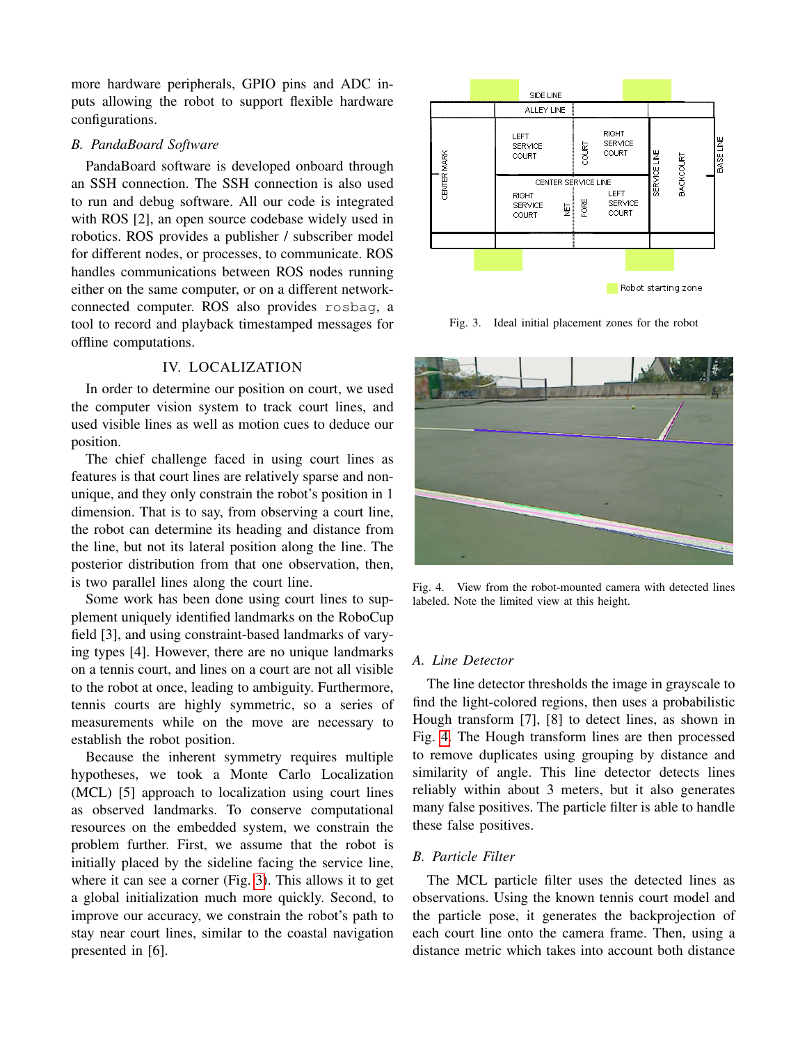more hardware peripherals, GPIO pins and ADC inputs allowing the robot to support flexible hardware configurations.

### B. PandaBoard Software

PandaBoard software is developed onboard through an SSH connection. The SSH connection is also used to run and debug software. All our code is integrated with ROS [2], an open source codebase widely used in robotics. ROS provides a publisher / subscriber model for different nodes, or processes, to communicate. ROS handles communications between ROS nodes running either on the same computer, or on a different network-connected computer. ROS also provides `rosbag`, a tool to record and playback timestamped messages for offline computations.

## IV. LOCALIZATION

In order to determine our position on court, we used the computer vision system to track court lines, and used visible lines as well as motion cues to deduce our position.

The chief challenge faced in using court lines as features is that court lines are relatively sparse and non-unique, and they only constrain the robot's position in 1 dimension. That is to say, from observing a court line, the robot can determine its heading and distance from the line, but not its lateral position along the line. The posterior distribution from that one observation, then, is two parallel lines along the court line.

Some work has been done using court lines to supplement uniquely identified landmarks on the RoboCup field [3], and using constraint-based landmarks of varying types [4]. However, there are no unique landmarks on a tennis court, and lines on a court are not all visible to the robot at once, leading to ambiguity. Furthermore, tennis courts are highly symmetric, so a series of measurements while on the move are necessary to establish the robot position.

Because the inherent symmetry requires multiple hypotheses, we took a Monte Carlo Localization (MCL) [5] approach to localization using court lines as observed landmarks. To conserve computational resources on the embedded system, we constrain the problem further. First, we assume that the robot is initially placed by the sideline facing the service line, where it can see a corner (Fig. 3). This allows it to get a global initialization much more quickly. Second, to improve our accuracy, we constrain the robot's path to stay near court lines, similar to the coastal navigation presented in [6].

Fig. 3. Ideal initial placement zones for the robot

Fig. 4. View from the robot-mounted camera with detected lines labeled. Note the limited view at this height.

### A. Line Detector

The line detector thresholds the image in grayscale to find the light-colored regions, then uses a probabilistic Hough transform [7], [8] to detect lines, as shown in Fig. 4. The Hough transform lines are then processed to remove duplicates using grouping by distance and similarity of angle. This line detector detects lines reliably within about 3 meters, but it also generates many false positives. The particle filter is able to handle these false positives.

### B. Particle Filter

The MCL particle filter uses the detected lines as observations. Using the known tennis court model and the particle pose, it generates the backprojection of each court line onto the camera frame. Then, using a distance metric which takes into account both distance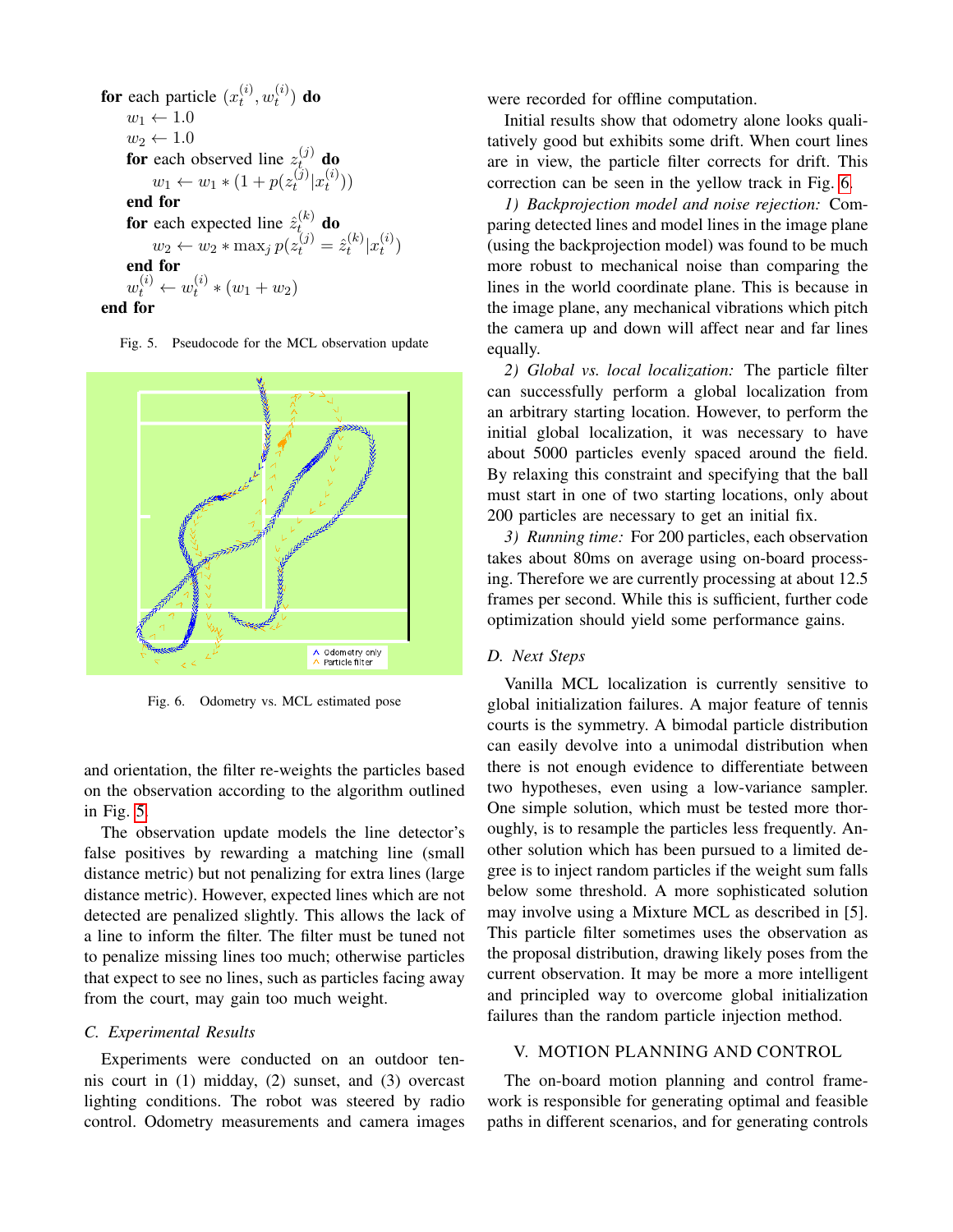```
for each particle (x_t^(i), w_t^(i)) do
    w_1 ← 1.0
    w_2 ← 1.0
    for each observed line z_t^(j) do
        w_1 ← w_1 * (1 + p(z_t^(j) | x_t^(i)))
    end for
    for each expected line ẑ_t^(k) do
        w_2 ← w_2 * max_j p(z_t^(j) = ẑ_t^(k) | x_t^(i))
    end for
    w_t^(i) ← w_t^(i) * (w_1 + w_2)
end for
```

Fig. 5. Pseudocode for the MCL observation update

Fig. 6. Odometry vs. MCL estimated pose

and orientation, the filter re-weights the particles based on the observation according to the algorithm outlined in Fig. 5.

The observation update models the line detector's false positives by rewarding a matching line (small distance metric) but not penalizing for extra lines (large distance metric). However, expected lines which are not detected are penalized slightly. This allows the lack of a line to inform the filter. The filter must be tuned not to penalize missing lines too much; otherwise particles that expect to see no lines, such as particles facing away from the court, may gain too much weight.

### C. Experimental Results

Experiments were conducted on an outdoor tennis court in (1) midday, (2) sunset, and (3) overcast lighting conditions. The robot was steered by radio control. Odometry measurements and camera images were recorded for offline computation.

Initial results show that odometry alone looks qualitatively good but exhibits some drift. When court lines are in view, the particle filter corrects for drift. This correction can be seen in the yellow track in Fig. 6.

*1) Backprojection model and noise rejection:* Comparing detected lines and model lines in the image plane (using the backprojection model) was found to be much more robust to mechanical noise than comparing the lines in the world coordinate plane. This is because in the image plane, any mechanical vibrations which pitch the camera up and down will affect near and far lines equally.

*2) Global vs. local localization:* The particle filter can successfully perform a global localization from an arbitrary starting location. However, to perform the initial global localization, it was necessary to have about 5000 particles evenly spaced around the field. By relaxing this constraint and specifying that the ball must start in one of two starting locations, only about 200 particles are necessary to get an initial fix.

*3) Running time:* For 200 particles, each observation takes about 80ms on average using on-board processing. Therefore we are currently processing at about 12.5 frames per second. While this is sufficient, further code optimization should yield some performance gains.

### D. Next Steps

Vanilla MCL localization is currently sensitive to global initialization failures. A major feature of tennis courts is the symmetry. A bimodal particle distribution can easily devolve into a unimodal distribution when there is not enough evidence to differentiate between two hypotheses, even using a low-variance sampler. One simple solution, which must be tested more thoroughly, is to resample the particles less frequently. Another solution which has been pursued to a limited degree is to inject random particles if the weight sum falls below some threshold. A more sophisticated solution may involve using a Mixture MCL as described in [5]. This particle filter sometimes uses the observation as the proposal distribution, drawing likely poses from the current observation. It may be more a more intelligent and principled way to overcome global initialization failures than the random particle injection method.

## V. MOTION PLANNING AND CONTROL

The on-board motion planning and control framework is responsible for generating optimal and feasible paths in different scenarios, and for generating controls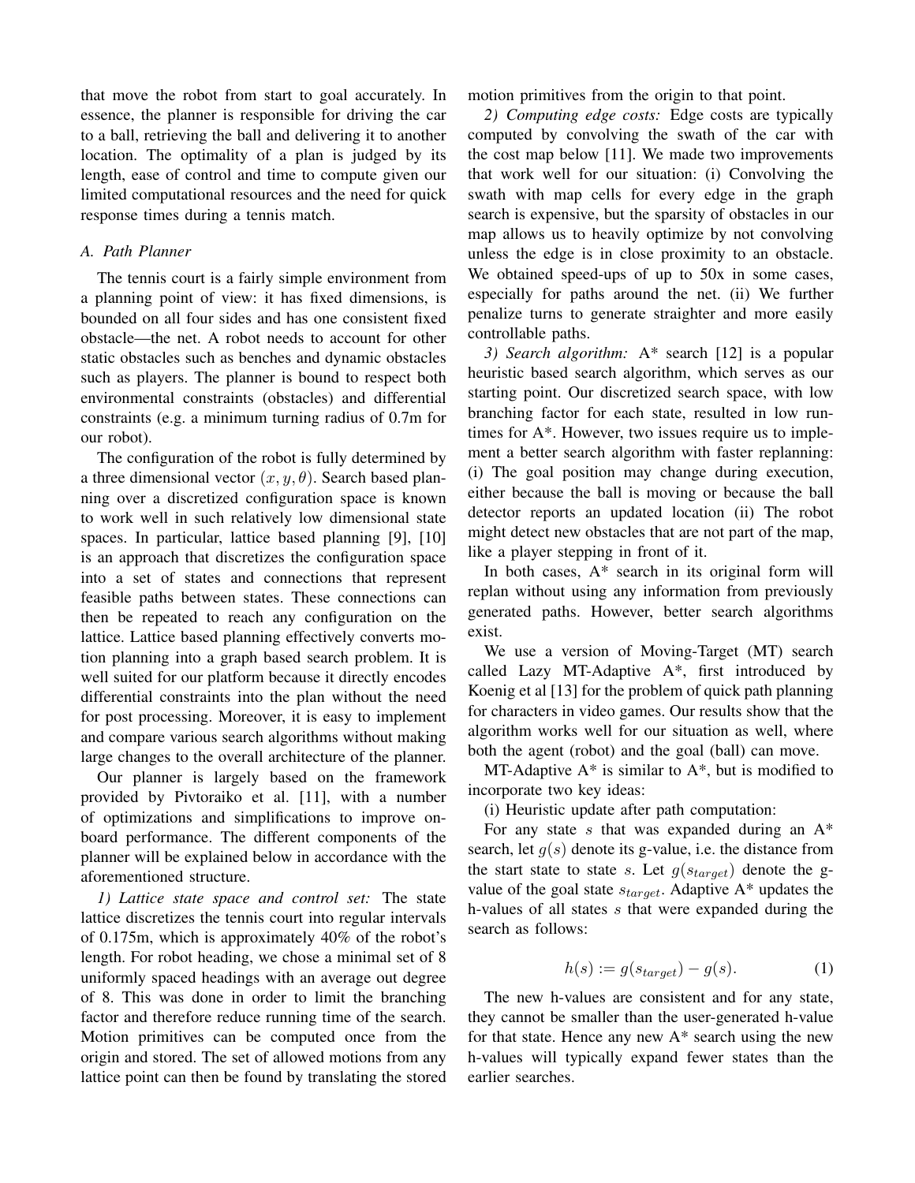that move the robot from start to goal accurately. In essence, the planner is responsible for driving the car to a ball, retrieving the ball and delivering it to another location. The optimality of a plan is judged by its length, ease of control and time to compute given our limited computational resources and the need for quick response times during a tennis match.

### A. Path Planner

The tennis court is a fairly simple environment from a planning point of view: it has fixed dimensions, is bounded on all four sides and has one consistent fixed obstacle—the net. A robot needs to account for other static obstacles such as benches and dynamic obstacles such as players. The planner is bound to respect both environmental constraints (obstacles) and differential constraints (e.g. a minimum turning radius of 0.7m for our robot).

The configuration of the robot is fully determined by a three dimensional vector $(x, y, \theta)$. Search based planning over a discretized configuration space is known to work well in such relatively low dimensional state spaces. In particular, lattice based planning [9], [10] is an approach that discretizes the configuration space into a set of states and connections that represent feasible paths between states. These connections can then be repeated to reach any configuration on the lattice. Lattice based planning effectively converts motion planning into a graph based search problem. It is well suited for our platform because it directly encodes differential constraints into the plan without the need for post processing. Moreover, it is easy to implement and compare various search algorithms without making large changes to the overall architecture of the planner.

Our planner is largely based on the framework provided by Pivtoraiko et al. [11], with a number of optimizations and simplifications to improve on-board performance. The different components of the planner will be explained below in accordance with the aforementioned structure.

*1) Lattice state space and control set:* The state lattice discretizes the tennis court into regular intervals of 0.175m, which is approximately 40% of the robot's length. For robot heading, we chose a minimal set of 8 uniformly spaced headings with an average out degree of 8. This was done in order to limit the branching factor and therefore reduce running time of the search. Motion primitives can be computed once from the origin and stored. The set of allowed motions from any lattice point can then be found by translating the stored motion primitives from the origin to that point.

*2) Computing edge costs:* Edge costs are typically computed by convolving the swath of the car with the cost map below [11]. We made two improvements that work well for our situation: (i) Convolving the swath with map cells for every edge in the graph search is expensive, but the sparsity of obstacles in our map allows us to heavily optimize by not convolving unless the edge is in close proximity to an obstacle. We obtained speed-ups of up to 50x in some cases, especially for paths around the net. (ii) We further penalize turns to generate straighter and more easily controllable paths.

*3) Search algorithm:* A* search [12] is a popular heuristic based search algorithm, which serves as our starting point. Our discretized search space, with low branching factor for each state, resulted in low runtimes for A*. However, two issues require us to implement a better search algorithm with faster replanning: (i) The goal position may change during execution, either because the ball is moving or because the ball detector reports an updated location (ii) The robot might detect new obstacles that are not part of the map, like a player stepping in front of it.

In both cases, A* search in its original form will replan without using any information from previously generated paths. However, better search algorithms exist.

We use a version of Moving-Target (MT) search called Lazy MT-Adaptive A*, first introduced by Koenig et al [13] for the problem of quick path planning for characters in video games. Our results show that the algorithm works well for our situation as well, where both the agent (robot) and the goal (ball) can move.

MT-Adaptive A* is similar to A*, but is modified to incorporate two key ideas:

(i) Heuristic update after path computation:

For any state $s$ that was expanded during an A* search, let $g(s)$ denote its g-value, i.e. the distance from the start state to state $s$. Let $g(s_{target})$ denote the g-value of the goal state $s_{target}$. Adaptive A* updates the h-values of all states $s$ that were expanded during the search as follows:

$$h(s) := g(s_{target}) - g(s). \tag{1}$$

The new h-values are consistent and for any state, they cannot be smaller than the user-generated h-value for that state. Hence any new A* search using the new h-values will typically expand fewer states than the earlier searches.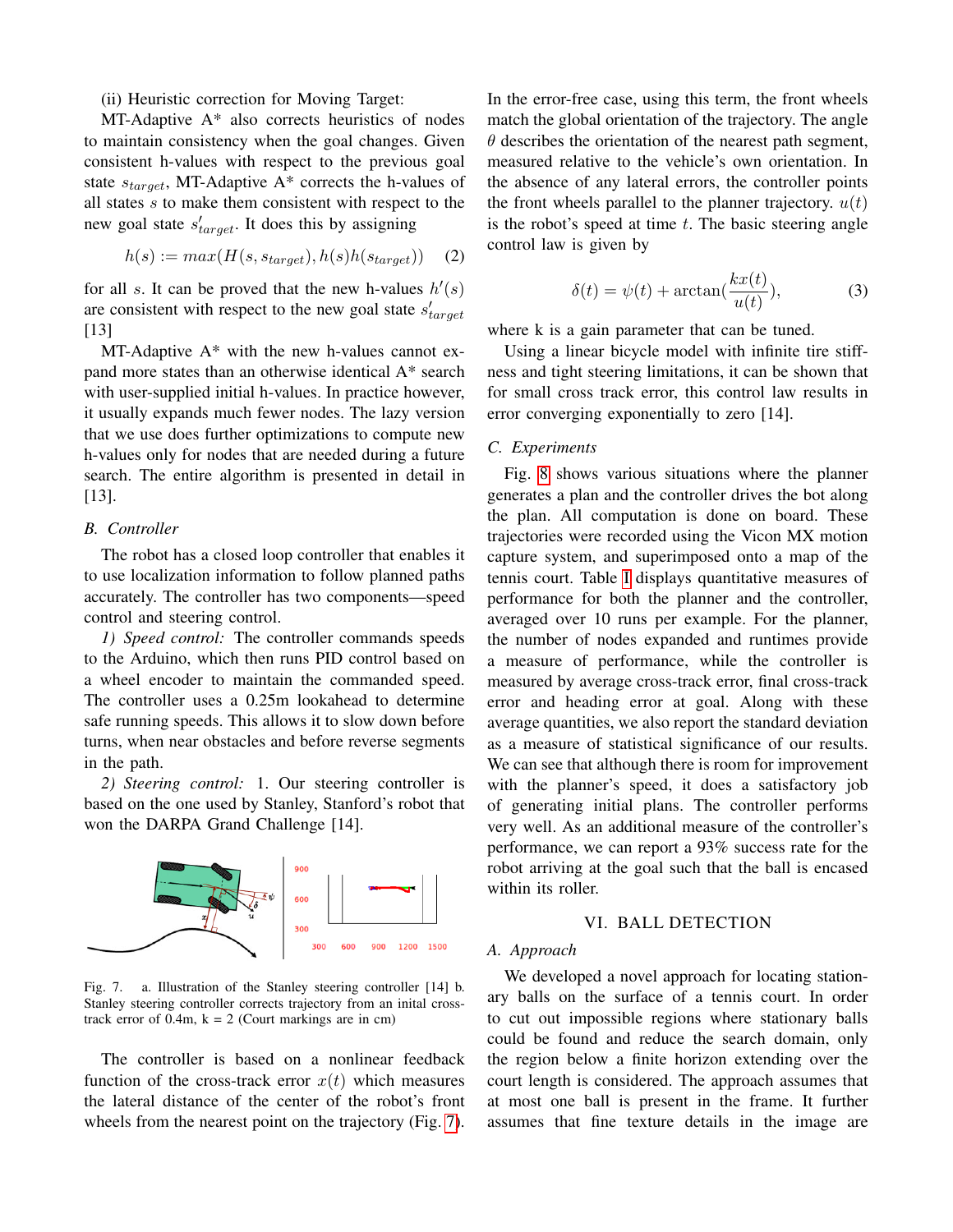(ii) Heuristic correction for Moving Target:

MT-Adaptive A* also corrects heuristics of nodes to maintain consistency when the goal changes. Given consistent h-values with respect to the previous goal state $s_{target}$, MT-Adaptive A* corrects the h-values of all states $s$ to make them consistent with respect to the new goal state $s'_{target}$. It does this by assigning

$$h(s) := max(H(s, s_{target}), h(s)h(s_{target})) \quad (2)$$

for all $s$. It can be proved that the new h-values $h'(s)$ are consistent with respect to the new goal state $s'_{target}$ [13]

MT-Adaptive A* with the new h-values cannot expand more states than an otherwise identical A* search with user-supplied initial h-values. In practice however, it usually expands much fewer nodes. The lazy version that we use does further optimizations to compute new h-values only for nodes that are needed during a future search. The entire algorithm is presented in detail in [13].

### B. Controller

The robot has a closed loop controller that enables it to use localization information to follow planned paths accurately. The controller has two components—speed control and steering control.

*1) Speed control:* The controller commands speeds to the Arduino, which then runs PID control based on a wheel encoder to maintain the commanded speed. The controller uses a 0.25m lookahead to determine safe running speeds. This allows it to slow down before turns, when near obstacles and before reverse segments in the path.

*2) Steering control:* 1. Our steering controller is based on the one used by Stanley, Stanford's robot that won the DARPA Grand Challenge [14].

Fig. 7. a. Illustration of the Stanley steering controller [14] b. Stanley steering controller corrects trajectory from an inital cross-track error of 0.4m, k = 2 (Court markings are in cm)

The controller is based on a nonlinear feedback function of the cross-track error $x(t)$ which measures the lateral distance of the center of the robot's front wheels from the nearest point on the trajectory (Fig. 7). In the error-free case, using this term, the front wheels match the global orientation of the trajectory. The angle $\theta$ describes the orientation of the nearest path segment, measured relative to the vehicle's own orientation. In the absence of any lateral errors, the controller points the front wheels parallel to the planner trajectory. $u(t)$ is the robot's speed at time $t$. The basic steering angle control law is given by

$$\delta(t) = \psi(t) + \arctan(\frac{kx(t)}{u(t)}), \quad (3)$$

where k is a gain parameter that can be tuned.

Using a linear bicycle model with infinite tire stiffness and tight steering limitations, it can be shown that for small cross track error, this control law results in error converging exponentially to zero [14].

### C. Experiments

Fig. 8 shows various situations where the planner generates a plan and the controller drives the bot along the plan. All computation is done on board. These trajectories were recorded using the Vicon MX motion capture system, and superimposed onto a map of the tennis court. Table I displays quantitative measures of performance for both the planner and the controller, averaged over 10 runs per example. For the planner, the number of nodes expanded and runtimes provide a measure of performance, while the controller is measured by average cross-track error, final cross-track error and heading error at goal. Along with these average quantities, we also report the standard deviation as a measure of statistical significance of our results. We can see that although there is room for improvement with the planner's speed, it does a satisfactory job of generating initial plans. The controller performs very well. As an additional measure of the controller's performance, we can report a 93% success rate for the robot arriving at the goal such that the ball is encased within its roller.

## VI. BALL DETECTION

### A. Approach

We developed a novel approach for locating stationary balls on the surface of a tennis court. In order to cut out impossible regions where stationary balls could be found and reduce the search domain, only the region below a finite horizon extending over the court length is considered. The approach assumes that at most one ball is present in the frame. It further assumes that fine texture details in the image are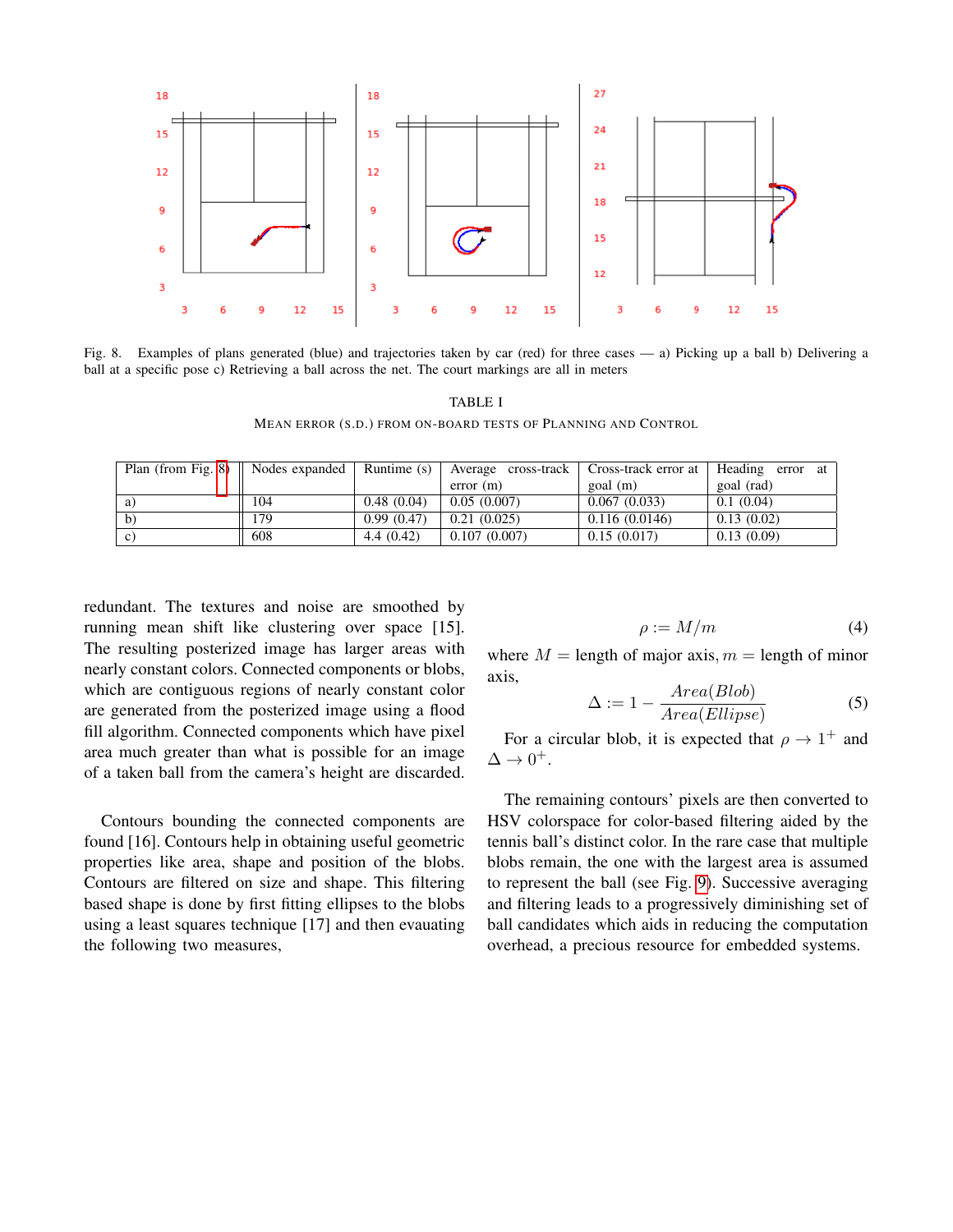Fig. 8. Examples of plans generated (blue) and trajectories taken by car (red) for three cases — a) Picking up a ball b) Delivering a ball at a specific pose c) Retrieving a ball across the net. The court markings are all in meters

TABLE I
MEAN ERROR (S.D.) FROM ON-BOARD TESTS OF PLANNING AND CONTROL

| Plan (from Fig. 8) | Nodes expanded | Runtime (s) | Average cross-track error (m) | Cross-track error at goal (m) | Heading error at goal (rad) |
|---|---|---|---|---|---|
| a) | 104 | 0.48 (0.04) | 0.05 (0.007) | 0.067 (0.033) | 0.1 (0.04) |
| b) | 179 | 0.99 (0.47) | 0.21 (0.025) | 0.116 (0.0146) | 0.13 (0.02) |
| c) | 608 | 4.4 (0.42) | 0.107 (0.007) | 0.15 (0.017) | 0.13 (0.09) |

redundant. The textures and noise are smoothed by running mean shift like clustering over space [15]. The resulting posterized image has larger areas with nearly constant colors. Connected components or blobs, which are contiguous regions of nearly constant color are generated from the posterized image using a flood fill algorithm. Connected components which have pixel area much greater than what is possible for an image of a taken ball from the camera's height are discarded.

Contours bounding the connected components are found [16]. Contours help in obtaining useful geometric properties like area, shape and position of the blobs. Contours are filtered on size and shape. This filtering based shape is done by first fitting ellipses to the blobs using a least squares technique [17] and then evauating the following two measures,

$$\rho := M/m \tag{4}$$

where $M$ = length of major axis, $m$ = length of minor axis,

$$\Delta := 1 - \frac{Area(Blob)}{Area(Ellipse)} \tag{5}$$

For a circular blob, it is expected that $\rho \rightarrow 1^{+}$ and $\Delta \rightarrow 0^{+}$.

The remaining contours' pixels are then converted to HSV colorspace for color-based filtering aided by the tennis ball's distinct color. In the rare case that multiple blobs remain, the one with the largest area is assumed to represent the ball (see Fig. 9). Successive averaging and filtering leads to a progressively diminishing set of ball candidates which aids in reducing the computation overhead, a precious resource for embedded systems.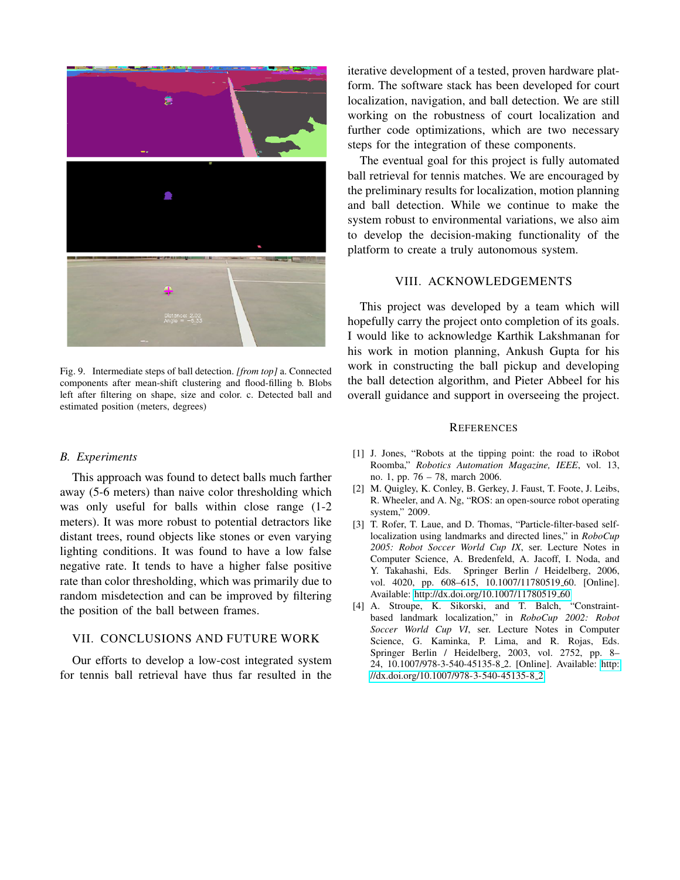Fig. 9. Intermediate steps of ball detection. *[from top]* a. Connected components after mean-shift clustering and flood-filling b. Blobs left after filtering on shape, size and color. c. Detected ball and estimated position (meters, degrees)

### B. Experiments

This approach was found to detect balls much farther away (5-6 meters) than naive color thresholding which was only useful for balls within close range (1-2 meters). It was more robust to potential detractors like distant trees, round objects like stones or even varying lighting conditions. It was found to have a low false negative rate. It tends to have a higher false positive rate than color thresholding, which was primarily due to random misdetection and can be improved by filtering the position of the ball between frames.

## VII. CONCLUSIONS AND FUTURE WORK

Our efforts to develop a low-cost integrated system for tennis ball retrieval have thus far resulted in the iterative development of a tested, proven hardware platform. The software stack has been developed for court localization, navigation, and ball detection. We are still working on the robustness of court localization and further code optimizations, which are two necessary steps for the integration of these components.

The eventual goal for this project is fully automated ball retrieval for tennis matches. We are encouraged by the preliminary results for localization, motion planning and ball detection. While we continue to make the system robust to environmental variations, we also aim to develop the decision-making functionality of the platform to create a truly autonomous system.

## VIII. ACKNOWLEDGEMENTS

This project was developed by a team which will hopefully carry the project onto completion of its goals. I would like to acknowledge Karthik Lakshmanan for his work in motion planning, Ankush Gupta for his work in constructing the ball pickup and developing the ball detection algorithm, and Pieter Abbeel for his overall guidance and support in overseeing the project.

## REFERENCES

[1] J. Jones, "Robots at the tipping point: the road to iRobot Roomba," *Robotics Automation Magazine, IEEE*, vol. 13, no. 1, pp. 76 – 78, march 2006.

[2] M. Quigley, K. Conley, B. Gerkey, J. Faust, T. Foote, J. Leibs, R. Wheeler, and A. Ng, "ROS: an open-source robot operating system," 2009.

[3] T. Rofer, T. Laue, and D. Thomas, "Particle-filter-based self-localization using landmarks and directed lines," in *RoboCup 2005: Robot Soccer World Cup IX*, ser. Lecture Notes in Computer Science, A. Bredenfeld, A. Jacoff, I. Noda, and Y. Takahashi, Eds. Springer Berlin / Heidelberg, 2006, vol. 4020, pp. 608–615, 10.1007/11780519_60. [Online]. Available: http://dx.doi.org/10.1007/11780519_60

[4] A. Stroupe, K. Sikorski, and T. Balch, "Constraint-based landmark localization," in *RoboCup 2002: Robot Soccer World Cup VI*, ser. Lecture Notes in Computer Science, G. Kaminka, P. Lima, and R. Rojas, Eds. Springer Berlin / Heidelberg, 2003, vol. 2752, pp. 8–24, 10.1007/978-3-540-45135-8_2. [Online]. Available: http://dx.doi.org/10.1007/978-3-540-45135-8_2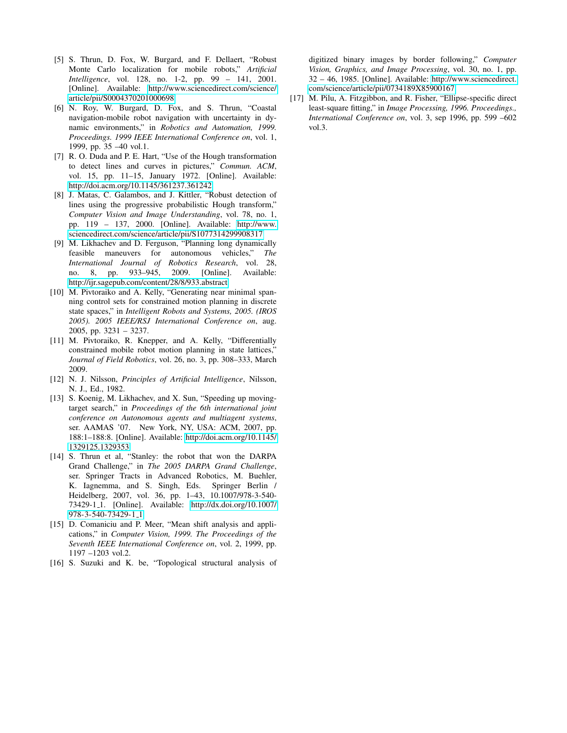[5] S. Thrun, D. Fox, W. Burgard, and F. Dellaert, "Robust Monte Carlo localization for mobile robots," *Artificial Intelligence*, vol. 128, no. 1-2, pp. 99 – 141, 2001. [Online]. Available: http://www.sciencedirect.com/science/article/pii/S0004370201000698

[6] N. Roy, W. Burgard, D. Fox, and S. Thrun, "Coastal navigation-mobile robot navigation with uncertainty in dynamic environments," in *Robotics and Automation, 1999. Proceedings. 1999 IEEE International Conference on*, vol. 1, 1999, pp. 35 –40 vol.1.

[7] R. O. Duda and P. E. Hart, "Use of the Hough transformation to detect lines and curves in pictures," *Commun. ACM*, vol. 15, pp. 11–15, January 1972. [Online]. Available: http://doi.acm.org/10.1145/361237.361242

[8] J. Matas, C. Galambos, and J. Kittler, "Robust detection of lines using the progressive probabilistic Hough transform," *Computer Vision and Image Understanding*, vol. 78, no. 1, pp. 119 – 137, 2000. [Online]. Available: http://www.sciencedirect.com/science/article/pii/S1077314299908317

[9] M. Likhachev and D. Ferguson, "Planning long dynamically feasible maneuvers for autonomous vehicles," *The International Journal of Robotics Research*, vol. 28, no. 8, pp. 933–945, 2009. [Online]. Available: http://ijr.sagepub.com/content/28/8/933.abstract

[10] M. Pivtoraiko and A. Kelly, "Generating near minimal spanning control sets for constrained motion planning in discrete state spaces," in *Intelligent Robots and Systems, 2005. (IROS 2005). 2005 IEEE/RSJ International Conference on*, aug. 2005, pp. 3231 – 3237.

[11] M. Pivtoraiko, R. Knepper, and A. Kelly, "Differentially constrained mobile robot motion planning in state lattices," *Journal of Field Robotics*, vol. 26, no. 3, pp. 308–333, March 2009.

[12] N. J. Nilsson, *Principles of Artificial Intelligence*, Nilsson, N. J., Ed., 1982.

[13] S. Koenig, M. Likhachev, and X. Sun, "Speeding up moving-target search," in *Proceedings of the 6th international joint conference on Autonomous agents and multiagent systems*, ser. AAMAS '07. New York, NY, USA: ACM, 2007, pp. 188:1–188:8. [Online]. Available: http://doi.acm.org/10.1145/1329125.1329353

[14] S. Thrun et al, "Stanley: the robot that won the DARPA Grand Challenge," in *The 2005 DARPA Grand Challenge*, ser. Springer Tracts in Advanced Robotics, M. Buehler, K. Iagnemma, and S. Singh, Eds. Springer Berlin / Heidelberg, 2007, vol. 36, pp. 1–43, 10.1007/978-3-540-73429-1_1. [Online]. Available: http://dx.doi.org/10.1007/978-3-540-73429-1_1

[15] D. Comaniciu and P. Meer, "Mean shift analysis and applications," in *Computer Vision, 1999. The Proceedings of the Seventh IEEE International Conference on*, vol. 2, 1999, pp. 1197 –1203 vol.2.

[16] S. Suzuki and K. be, "Topological structural analysis of digitized binary images by border following," *Computer Vision, Graphics, and Image Processing*, vol. 30, no. 1, pp. 32 – 46, 1985. [Online]. Available: http://www.sciencedirect.com/science/article/pii/0734189X85900167

[17] M. Pilu, A. Fitzgibbon, and R. Fisher, "Ellipse-specific direct least-square fitting," in *Image Processing, 1996. Proceedings., International Conference on*, vol. 3, sep 1996, pp. 599 –602 vol.3.